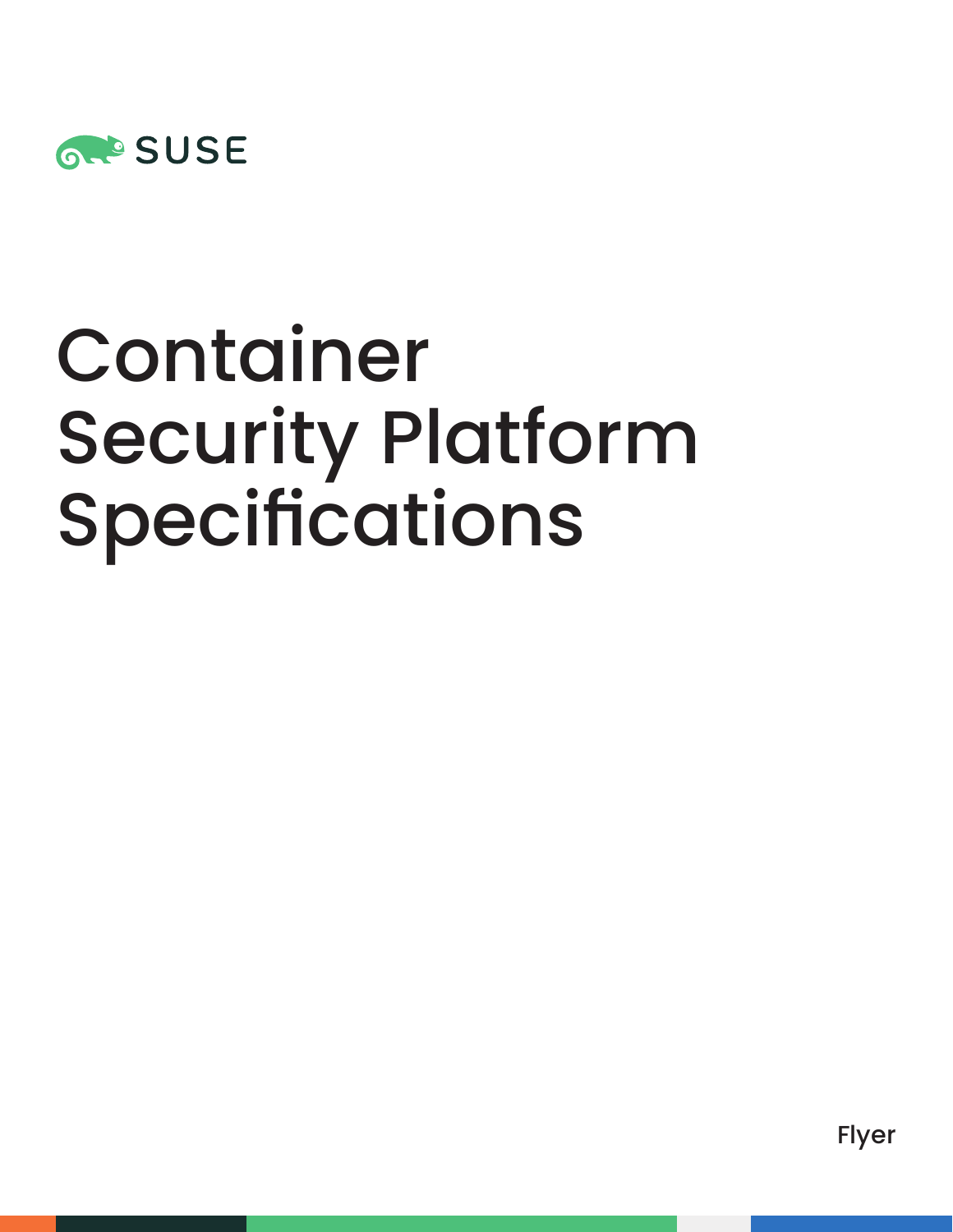SUSE

# Container Security Platform Specifications

Flyer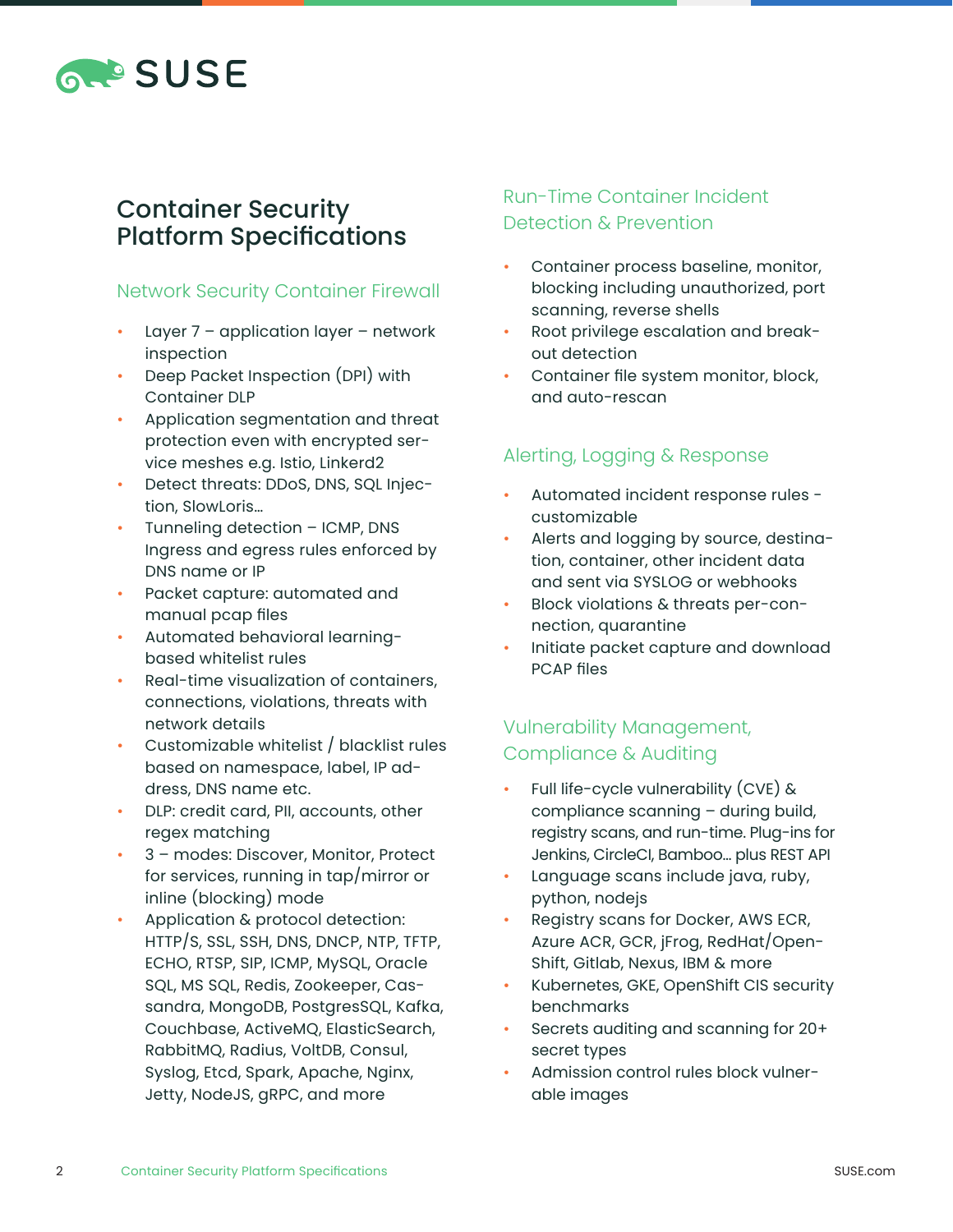# Container Security Platform Specifications

## Network Security Container Firewall

- Layer 7 – application layer – network inspection
- Deep Packet Inspection (DPI) with Container DLP
- Application segmentation and threat protection even with encrypted service meshes e.g. Istio, Linkerd2
- Detect threats: DDoS, DNS, SQL Injection, SlowLoris…
- Tunneling detection – ICMP, DNS Ingress and egress rules enforced by DNS name or IP
- Packet capture: automated and manual pcap files
- Automated behavioral learning-based whitelist rules
- Real-time visualization of containers, connections, violations, threats with network details
- Customizable whitelist / blacklist rules based on namespace, label, IP address, DNS name etc.
- DLP: credit card, PII, accounts, other regex matching
- 3 – modes: Discover, Monitor, Protect for services, running in tap/mirror or inline (blocking) mode
- Application & protocol detection: HTTP/S, SSL, SSH, DNS, DNCP, NTP, TFTP, ECHO, RTSP, SIP, ICMP, MySQL, Oracle SQL, MS SQL, Redis, Zookeeper, Cassandra, MongoDB, PostgresSQL, Kafka, Couchbase, ActiveMQ, ElasticSearch, RabbitMQ, Radius, VoltDB, Consul, Syslog, Etcd, Spark, Apache, Nginx, Jetty, NodeJS, gRPC, and more

## Run-Time Container Incident Detection & Prevention

- Container process baseline, monitor, blocking including unauthorized, port scanning, reverse shells
- Root privilege escalation and break-out detection
- Container file system monitor, block, and auto-rescan

## Alerting, Logging & Response

- Automated incident response rules - customizable
- Alerts and logging by source, destination, container, other incident data and sent via SYSLOG or webhooks
- Block violations & threats per-connection, quarantine
- Initiate packet capture and download PCAP files

## Vulnerability Management, Compliance & Auditing

- Full life-cycle vulnerability (CVE) & compliance scanning – during build, registry scans, and run-time. Plug-ins for Jenkins, CircleCI, Bamboo… plus REST API
- Language scans include java, ruby, python, nodejs
- Registry scans for Docker, AWS ECR, Azure ACR, GCR, jFrog, RedHat/OpenShift, Gitlab, Nexus, IBM & more
- Kubernetes, GKE, OpenShift CIS security benchmarks
- Secrets auditing and scanning for 20+ secret types
- Admission control rules block vulnerable images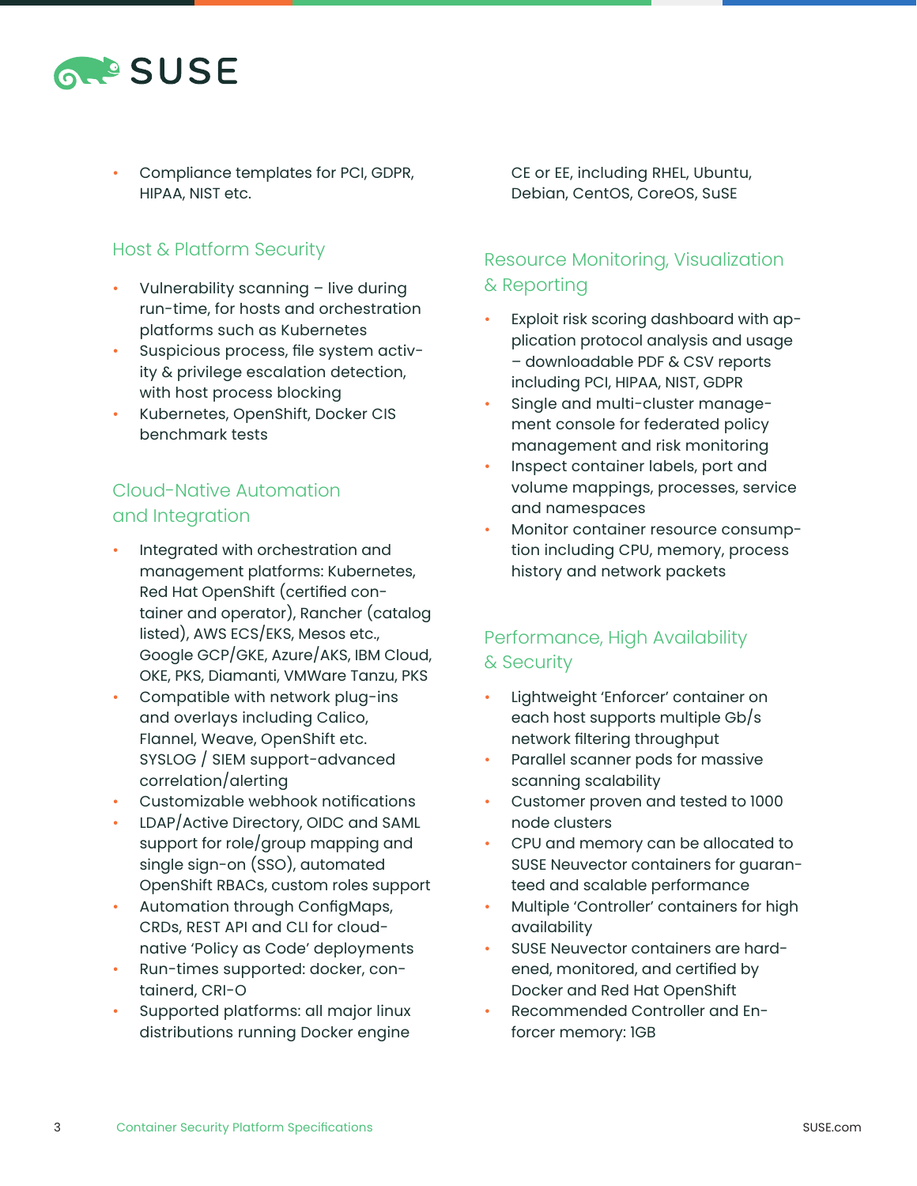- Compliance templates for PCI, GDPR, HIPAA, NIST etc.

## Host & Platform Security

- Vulnerability scanning – live during run-time, for hosts and orchestration platforms such as Kubernetes
- Suspicious process, file system activity & privilege escalation detection, with host process blocking
- Kubernetes, OpenShift, Docker CIS benchmark tests

## Cloud-Native Automation and Integration

- Integrated with orchestration and management platforms: Kubernetes, Red Hat OpenShift (certified container and operator), Rancher (catalog listed), AWS ECS/EKS, Mesos etc., Google GCP/GKE, Azure/AKS, IBM Cloud, OKE, PKS, Diamanti, VMWare Tanzu, PKS
- Compatible with network plug-ins and overlays including Calico, Flannel, Weave, OpenShift etc. SYSLOG / SIEM support-advanced correlation/alerting
- Customizable webhook notifications
- LDAP/Active Directory, OIDC and SAML support for role/group mapping and single sign-on (SSO), automated OpenShift RBACs, custom roles support
- Automation through ConfigMaps, CRDs, REST API and CLI for cloud-native 'Policy as Code' deployments
- Run-times supported: docker, containerd, CRI-O
- Supported platforms: all major linux distributions running Docker engine CE or EE, including RHEL, Ubuntu, Debian, CentOS, CoreOS, SuSE

## Resource Monitoring, Visualization & Reporting

- Exploit risk scoring dashboard with application protocol analysis and usage – downloadable PDF & CSV reports including PCI, HIPAA, NIST, GDPR
- Single and multi-cluster management console for federated policy management and risk monitoring
- Inspect container labels, port and volume mappings, processes, service and namespaces
- Monitor container resource consumption including CPU, memory, process history and network packets

## Performance, High Availability & Security

- Lightweight 'Enforcer' container on each host supports multiple Gb/s network filtering throughput
- Parallel scanner pods for massive scanning scalability
- Customer proven and tested to 1000 node clusters
- CPU and memory can be allocated to SUSE Neuvector containers for guaranteed and scalable performance
- Multiple 'Controller' containers for high availability
- SUSE Neuvector containers are hardened, monitored, and certified by Docker and Red Hat OpenShift
- Recommended Controller and Enforcer memory: 1GB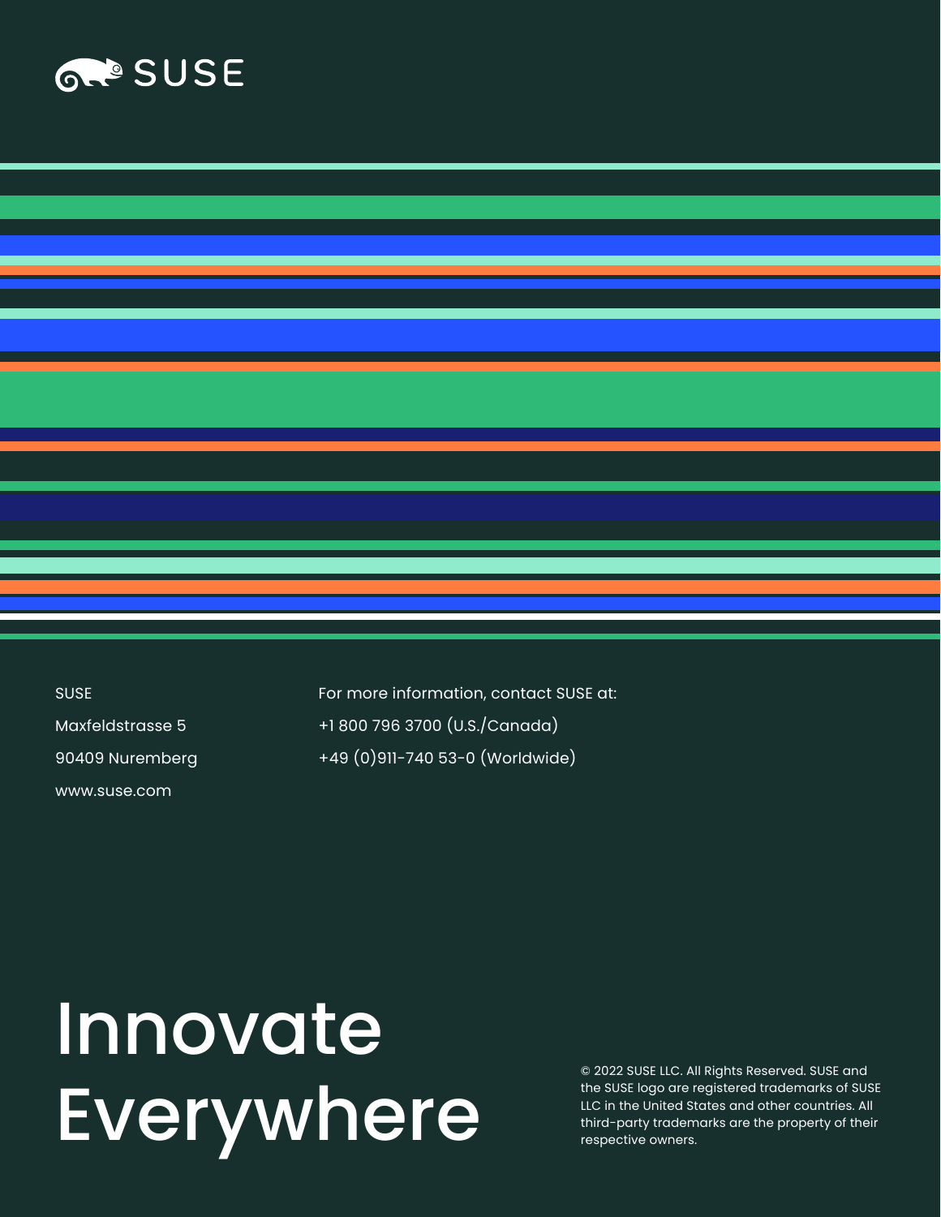SUSE

SUSE
Maxfeldstrasse 5
90409 Nuremberg
www.suse.com

For more information, contact SUSE at:
+1 800 796 3700 (U.S./Canada)
+49 (0)911-740 53-0 (Worldwide)

# Innovate Everywhere

© 2022 SUSE LLC. All Rights Reserved. SUSE and the SUSE logo are registered trademarks of SUSE LLC in the United States and other countries. All third-party trademarks are the property of their respective owners.